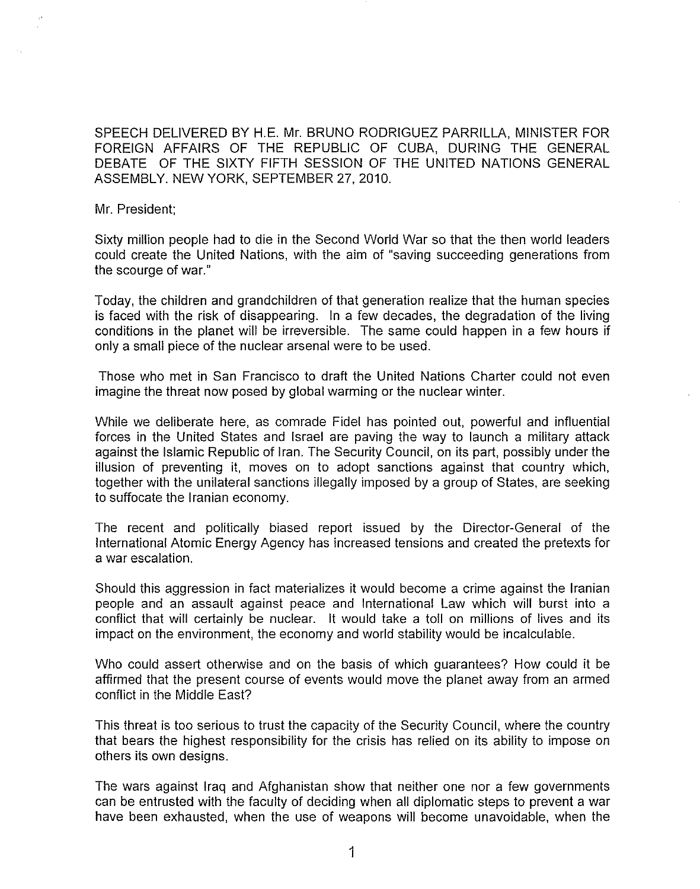SPEECH DELIVERED BY H.E. Mr. BRUNO RODRIGUEZ PARRILLA, MINISTER FOR FOREIGN AFFAIRS OF THE REPUBLIC OF CUBA, DURING THE GENERAL DEBATE OF THE SIXTY FIFTH SESSION OF THE UNITED NATIONS GENERAL ASSEMBLY. NEW YORK, SEPTEMBER 27, 2010.

Mr. President;

Sixty million people had to die in the Second World War so that the then world leaders could create the United Nations, with the aim of "saving succeeding generations from the scourge of war."

Today, the children and grandchildren of that generation realize that the human species is faced with the risk of disappearing. In a few decades, the degradation of the living conditions in the planet will be irreversible. The same could happen in a few hours if only a small piece of the nuclear arsenal were to be used.

Those who met in San Francisco to draft the United Nations Charter could not even imagine the threat now posed by global warming or the nuclear winter.

While we deliberate here, as comrade Fidel has pointed out, powerful and influential forces in the United States and Israel are paving the way to launch a military attack against the Islamic Republic of Iran. The Security Council, on its part, possibly under the illusion of preventing it, moves on to adopt sanctions against that country which, together with the unilateral sanctions illegally imposed by a group of States, are seeking to suffocate the Iranian economy.

The recent and politically biased report issued by the Director-General of the International Atomic Energy Agency has increased tensions and created the pretexts for a war escalation.

Should this aggression in fact materializes it would become a crime against the Iranian people and an assault against peace and International Law which will burst into a conflict that will certainly be nuclear. It would take a toll on millions of lives and its impact on the environment, the economy and world stability would be incalculable.

Who could assert otherwise and on the basis of which guarantees? How could it be affirmed that the present course of events would move the planet away from an armed conflict in the Middle East?

This threat is too serious to trust the capacity of the Security Council, where the country that bears the highest responsibility for the crisis has relied on its ability to impose on others its own designs.

The wars against Iraq and Afghanistan show that neither one nor a few governments can be entrusted with the faculty of deciding when all diplomatic steps to prevent a war have been exhausted, when the use of weapons will become unavoidable, when the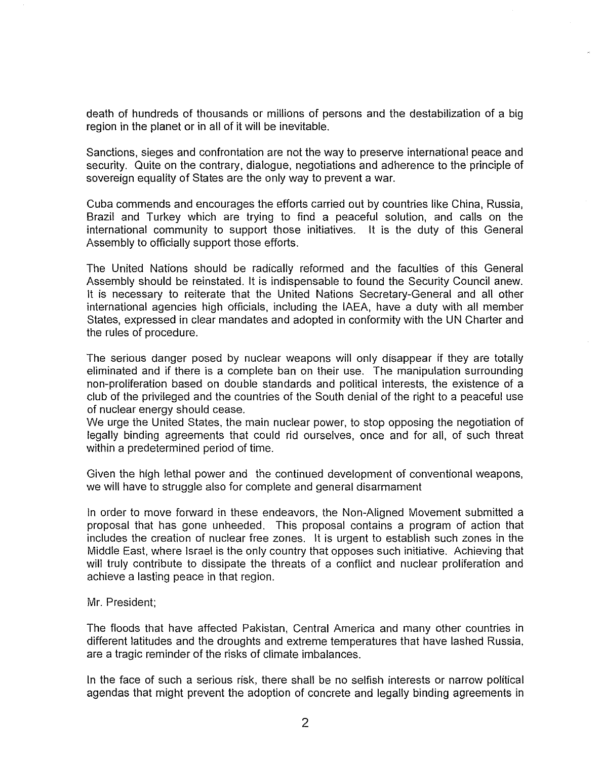death of hundreds of thousands or millions of persons and the destabilization of a big region in the planet or in all of it will be inevitable.

Sanctions, sieges and confrontation are not the way to preserve international peace and security. Quite on the contrary, dialogue, negotiations and adherence to the principle of sovereign equality of States are the only way to prevent a war.

Cuba commends and encourages the efforts carried out by countries like China, Russia, Brazil and Turkey which are trying to find a peaceful solution, and calls on the international community to support those initiatives. It is the duty of this General Assembly to officially support those efforts.

The United Nations should be radically reformed and the faculties of this General Assembly should be reinstated. It is indispensable to found the Security Council anew. It is necessary to reiterate that the United Nations Secretary-General and all other international agencies high officials, including the IAEA, have a duty with all member States, expressed in clear mandates and adopted in conformity with the UN Charter and the rules of procedure.

The serious danger posed by nuclear weapons will only disappear if they are totally eliminated and if there is a complete ban on their use. The manipulation surrounding non-proliferation based on double standards and political interests, the existence of a club of the privileged and the countries of the South denial of the right to a peaceful use of nuclear energy should cease.
We urge the United States, the main nuclear power, to stop opposing the negotiation of legally binding agreements that could rid ourselves, once and for all, of such threat within a predetermined period of time.

Given the high lethal power and the continued development of conventional weapons, we will have to struggle also for complete and general disarmament

In order to move forward in these endeavors, the Non-Aligned Movement submitted a proposal that has gone unheeded. This proposal contains a program of action that includes the creation of nuclear free zones. It is urgent to establish such zones in the Middle East, where Israel is the only country that opposes such initiative. Achieving that will truly contribute to dissipate the threats of a conflict and nuclear proliferation and achieve a lasting peace in that region.

Mr. President;

The floods that have affected Pakistan, Central America and many other countries in different latitudes and the droughts and extreme temperatures that have lashed Russia, are a tragic reminder of the risks of climate imbalances.

In the face of such a serious risk, there shall be no selfish interests or narrow political agendas that might prevent the adoption of concrete and legally binding agreements in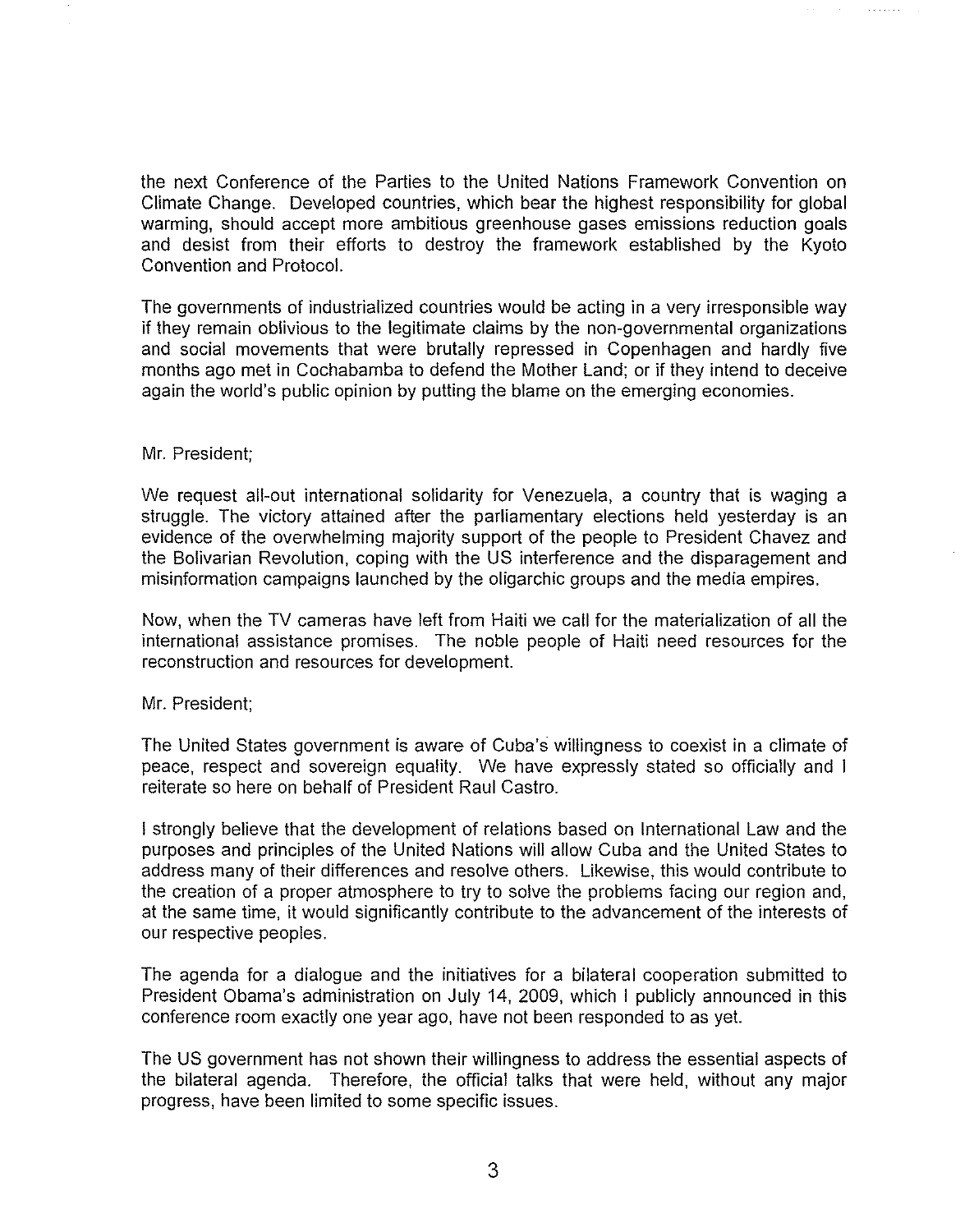the next Conference of the Parties to the United Nations Framework Convention on Climate Change. Developed countries, which bear the highest responsibility for global warming, should accept more ambitious greenhouse gases emissions reduction goals and desist from their efforts to destroy the framework established by the Kyoto Convention and Protocol.

The governments of industrialized countries would be acting in a very irresponsible way if they remain oblivious to the legitimate claims by the non-governmental organizations and social movements that were brutally repressed in Copenhagen and hardly five months ago met in Cochabamba to defend the Mother Land; or if they intend to deceive again the world's public opinion by putting the blame on the emerging economies.

Mr. President;

We request all-out international solidarity for Venezuela, a country that is waging a struggle. The victory attained after the parliamentary elections held yesterday is an evidence of the overwhelming majority support of the people to President Chavez and the Bolivarian Revolution, coping with the US interference and the disparagement and misinformation campaigns launched by the oligarchic groups and the media empires.

Now, when the TV cameras have left from Haiti we call for the materialization of all the international assistance promises. The noble people of Haiti need resources for the reconstruction and resources for development.

Mr. President;

The United States government is aware of Cuba's willingness to coexist in a climate of peace, respect and sovereign equality. We have expressly stated so officially and I reiterate so here on behalf of President Raul Castro.

I strongly believe that the development of relations based on International Law and the purposes and principles of the United Nations will allow Cuba and the United States to address many of their differences and resolve others. Likewise, this would contribute to the creation of a proper atmosphere to try to solve the problems facing our region and, at the same time, it would significantly contribute to the advancement of the interests of our respective peoples.

The agenda for a dialogue and the initiatives for a bilateral cooperation submitted to President Obama's administration on July 14, 2009, which I publicly announced in this conference room exactly one year ago, have not been responded to as yet.

The US government has not shown their willingness to address the essential aspects of the bilateral agenda. Therefore, the official talks that were held, without any major progress, have been limited to some specific issues.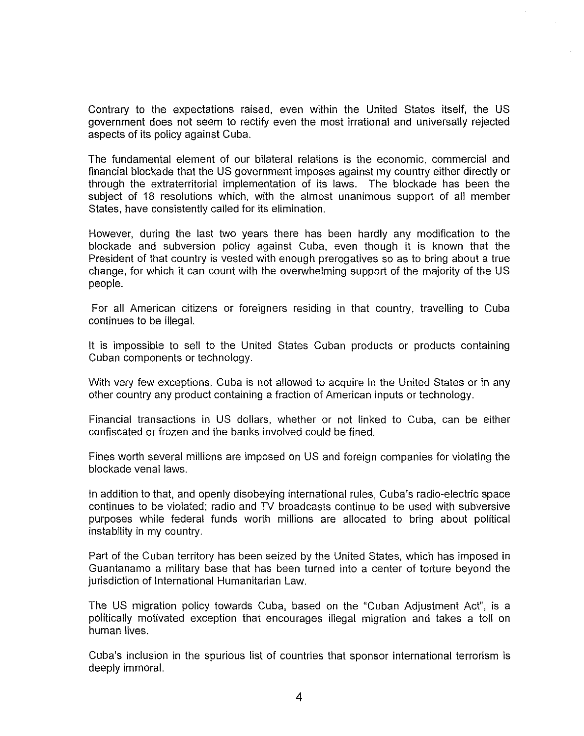Contrary to the expectations raised, even within the United States itself, the US government does not seem to rectify even the most irrational and universally rejected aspects of its policy against Cuba.

The fundamental element of our bilateral relations is the economic, commercial and financial blockade that the US government imposes against my country either directly or through the extraterritorial implementation of its laws. The blockade has been the subject of 18 resolutions which, with the almost unanimous support of all member States, have consistently called for its elimination.

However, during the last two years there has been hardly any modification to the blockade and subversion policy against Cuba, even though it is known that the President of that country is vested with enough prerogatives so as to bring about a true change, for which it can count with the overwhelming support of the majority of the US people.

For all American citizens or foreigners residing in that country, travelling to Cuba continues to be illegal.

It is impossible to sell to the United States Cuban products or products containing Cuban components or technology.

With very few exceptions, Cuba is not allowed to acquire in the United States or in any other country any product containing a fraction of American inputs or technology.

Financial transactions in US dollars, whether or not linked to Cuba, can be either confiscated or frozen and the banks involved could be fined.

Fines worth several millions are imposed on US and foreign companies for violating the blockade venal laws.

In addition to that, and openly disobeying international rules, Cuba's radio-electric space continues to be violated; radio and TV broadcasts continue to be used with subversive purposes while federal funds worth millions are allocated to bring about political instability in my country.

Part of the Cuban territory has been seized by the United States, which has imposed in Guantanamo a military base that has been turned into a center of torture beyond the jurisdiction of International Humanitarian Law.

The US migration policy towards Cuba, based on the "Cuban Adjustment Act", is a politically motivated exception that encourages illegal migration and takes a toll on human lives.

Cuba's inclusion in the spurious list of countries that sponsor international terrorism is deeply immoral.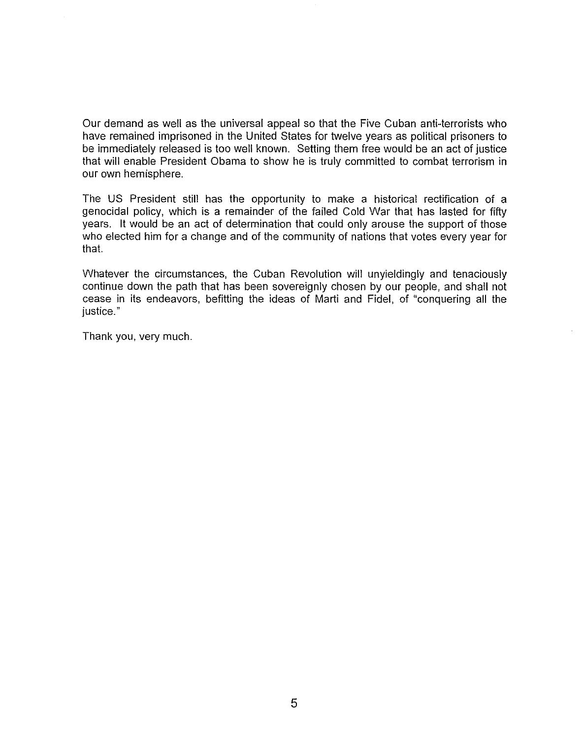Our demand as well as the universal appeal so that the Five Cuban anti-terrorists who have remained imprisoned in the United States for twelve years as political prisoners to be immediately released is too well known. Setting them free would be an act of justice that will enable President Obama to show he is truly committed to combat terrorism in our own hemisphere.

The US President still has the opportunity to make a historical rectification of a genocidal policy, which is a remainder of the failed Cold War that has lasted for fifty years. It would be an act of determination that could only arouse the support of those who elected him for a change and of the community of nations that votes every year for that.

Whatever the circumstances, the Cuban Revolution will unyieldingly and tenaciously continue down the path that has been sovereignly chosen by our people, and shall not cease in its endeavors, befitting the ideas of Marti and Fidel, of "conquering all the justice."

Thank you, very much.